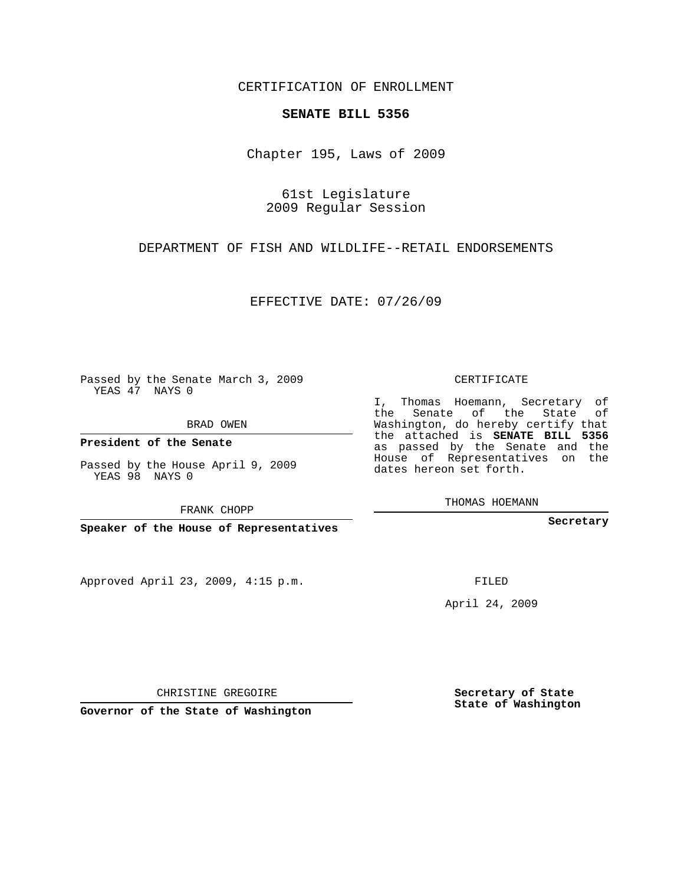CERTIFICATION OF ENROLLMENT

**SENATE BILL 5356**

Chapter 195, Laws of 2009

61st Legislature
2009 Regular Session

DEPARTMENT OF FISH AND WILDLIFE--RETAIL ENDORSEMENTS

EFFECTIVE DATE: 07/26/09

Passed by the Senate March 3, 2009
YEAS 47 NAYS 0

BRAD OWEN

**President of the Senate**

Passed by the House April 9, 2009
YEAS 98 NAYS 0

FRANK CHOPP

**Speaker of the House of Representatives**

CERTIFICATE

I, Thomas Hoemann, Secretary of the Senate of the State of Washington, do hereby certify that the attached is **SENATE BILL 5356** as passed by the Senate and the House of Representatives on the dates hereon set forth.

THOMAS HOEMANN

**Secretary**

Approved April 23, 2009, 4:15 p.m.

FILED

April 24, 2009

CHRISTINE GREGOIRE

**Governor of the State of Washington**

**Secretary of State**
**State of Washington**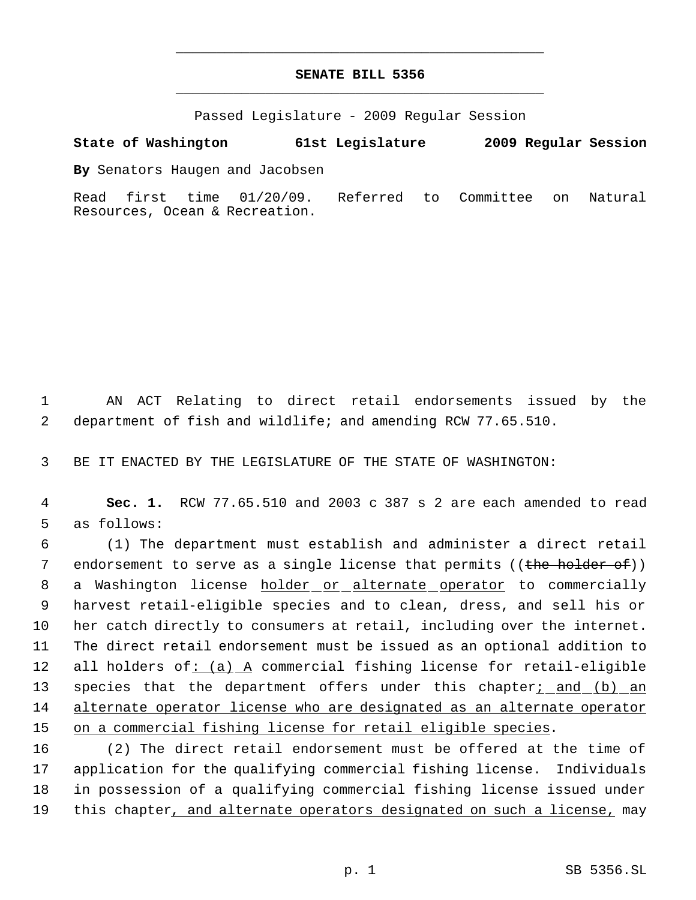# SENATE BILL 5356

Passed Legislature - 2009 Regular Session

**State of Washington 61st Legislature 2009 Regular Session**

**By** Senators Haugen and Jacobsen

Read first time 01/20/09. Referred to Committee on Natural Resources, Ocean & Recreation.

1 AN ACT Relating to direct retail endorsements issued by the
2 department of fish and wildlife; and amending RCW 77.65.510.

3 BE IT ENACTED BY THE LEGISLATURE OF THE STATE OF WASHINGTON:

4 **Sec. 1.** RCW 77.65.510 and 2003 c 387 s 2 are each amended to read
5 as follows:

6 (1) The department must establish and administer a direct retail
7 endorsement to serve as a single license that permits ((~~the holder of~~))
8 a Washington license <u>holder or alternate operator</u> to commercially
9 harvest retail-eligible species and to clean, dress, and sell his or
10 her catch directly to consumers at retail, including over the internet.
11 The direct retail endorsement must be issued as an optional addition to
12 all holders of<u>: (a) A</u> commercial fishing license for retail-eligible
13 species that the department offers under this chapter<u>; and (b) an</u>
14 <u>alternate operator license who are designated as an alternate operator</u>
15 <u>on a commercial fishing license for retail eligible species</u>.

16 (2) The direct retail endorsement must be offered at the time of
17 application for the qualifying commercial fishing license. Individuals
18 in possession of a qualifying commercial fishing license issued under
19 this chapter<u>, and alternate operators designated on such a license,</u> may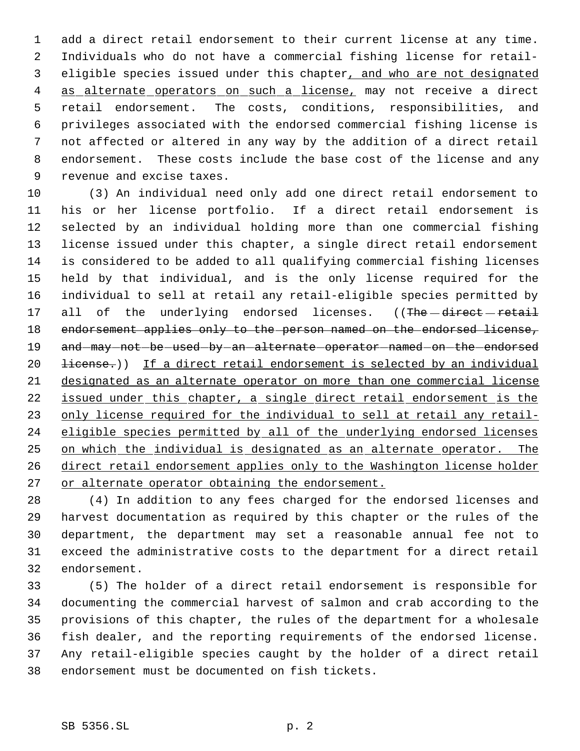add a direct retail endorsement to their current license at any time. Individuals who do not have a commercial fishing license for retail-eligible species issued under this chapter, and who are not designated as alternate operators on such a license, may not receive a direct retail endorsement. The costs, conditions, responsibilities, and privileges associated with the endorsed commercial fishing license is not affected or altered in any way by the addition of a direct retail endorsement. These costs include the base cost of the license and any revenue and excise taxes.

(3) An individual need only add one direct retail endorsement to his or her license portfolio. If a direct retail endorsement is selected by an individual holding more than one commercial fishing license issued under this chapter, a single direct retail endorsement is considered to be added to all qualifying commercial fishing licenses held by that individual, and is the only license required for the individual to sell at retail any retail-eligible species permitted by all of the underlying endorsed licenses. ((~~The direct retail endorsement applies only to the person named on the endorsed license, and may not be used by an alternate operator named on the endorsed license.~~)) If a direct retail endorsement is selected by an individual designated as an alternate operator on more than one commercial license issued under this chapter, a single direct retail endorsement is the only license required for the individual to sell at retail any retail-eligible species permitted by all of the underlying endorsed licenses on which the individual is designated as an alternate operator. The direct retail endorsement applies only to the Washington license holder or alternate operator obtaining the endorsement.

(4) In addition to any fees charged for the endorsed licenses and harvest documentation as required by this chapter or the rules of the department, the department may set a reasonable annual fee not to exceed the administrative costs to the department for a direct retail endorsement.

(5) The holder of a direct retail endorsement is responsible for documenting the commercial harvest of salmon and crab according to the provisions of this chapter, the rules of the department for a wholesale fish dealer, and the reporting requirements of the endorsed license. Any retail-eligible species caught by the holder of a direct retail endorsement must be documented on fish tickets.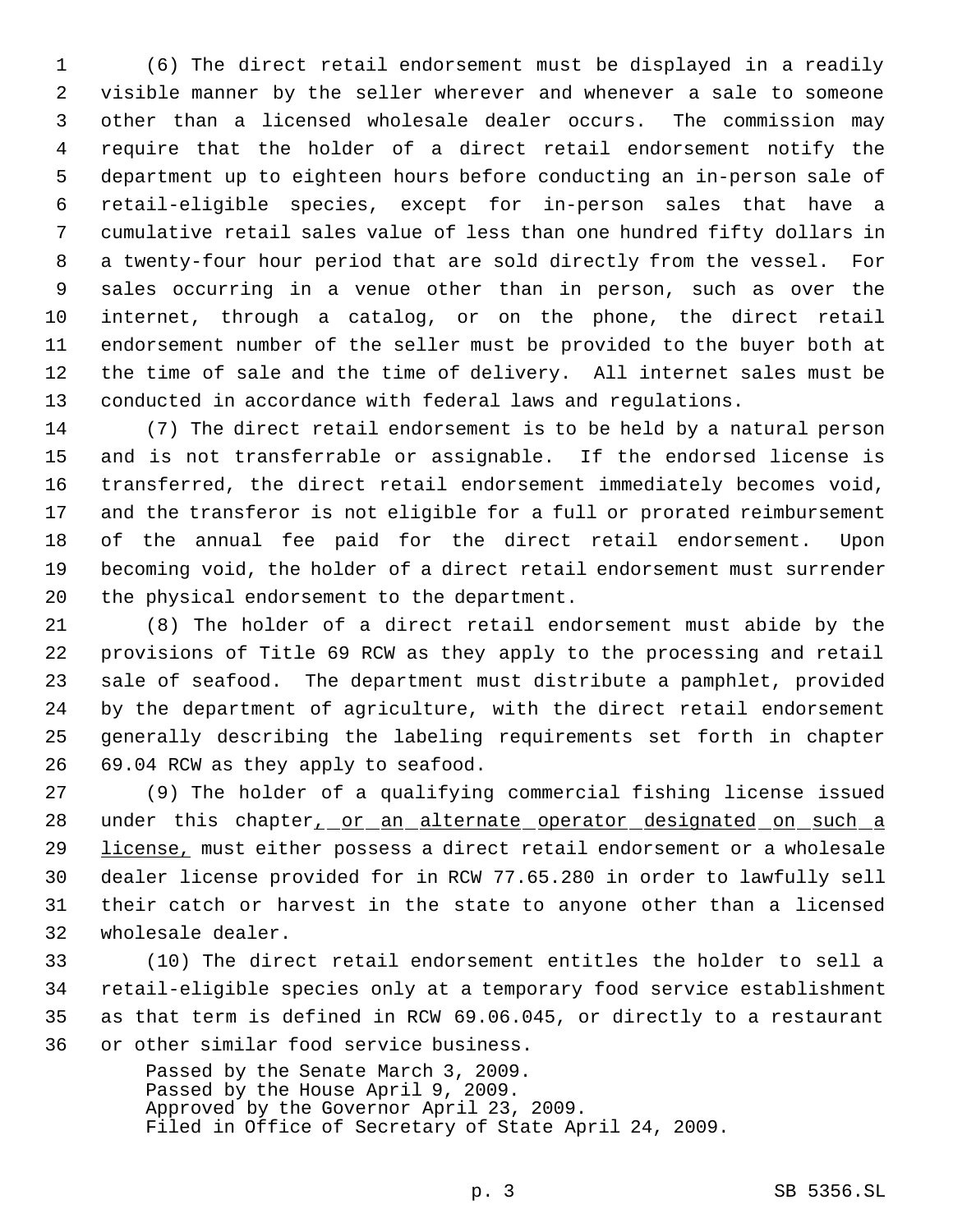(6) The direct retail endorsement must be displayed in a readily visible manner by the seller wherever and whenever a sale to someone other than a licensed wholesale dealer occurs. The commission may require that the holder of a direct retail endorsement notify the department up to eighteen hours before conducting an in-person sale of retail-eligible species, except for in-person sales that have a cumulative retail sales value of less than one hundred fifty dollars in a twenty-four hour period that are sold directly from the vessel. For sales occurring in a venue other than in person, such as over the internet, through a catalog, or on the phone, the direct retail endorsement number of the seller must be provided to the buyer both at the time of sale and the time of delivery. All internet sales must be conducted in accordance with federal laws and regulations.

(7) The direct retail endorsement is to be held by a natural person and is not transferrable or assignable. If the endorsed license is transferred, the direct retail endorsement immediately becomes void, and the transferor is not eligible for a full or prorated reimbursement of the annual fee paid for the direct retail endorsement. Upon becoming void, the holder of a direct retail endorsement must surrender the physical endorsement to the department.

(8) The holder of a direct retail endorsement must abide by the provisions of Title 69 RCW as they apply to the processing and retail sale of seafood. The department must distribute a pamphlet, provided by the department of agriculture, with the direct retail endorsement generally describing the labeling requirements set forth in chapter 69.04 RCW as they apply to seafood.

(9) The holder of a qualifying commercial fishing license issued under this chapter, or an alternate operator designated on such a license, must either possess a direct retail endorsement or a wholesale dealer license provided for in RCW 77.65.280 in order to lawfully sell their catch or harvest in the state to anyone other than a licensed wholesale dealer.

(10) The direct retail endorsement entitles the holder to sell a retail-eligible species only at a temporary food service establishment as that term is defined in RCW 69.06.045, or directly to a restaurant or other similar food service business.

Passed by the Senate March 3, 2009.
Passed by the House April 9, 2009.
Approved by the Governor April 23, 2009.
Filed in Office of Secretary of State April 24, 2009.